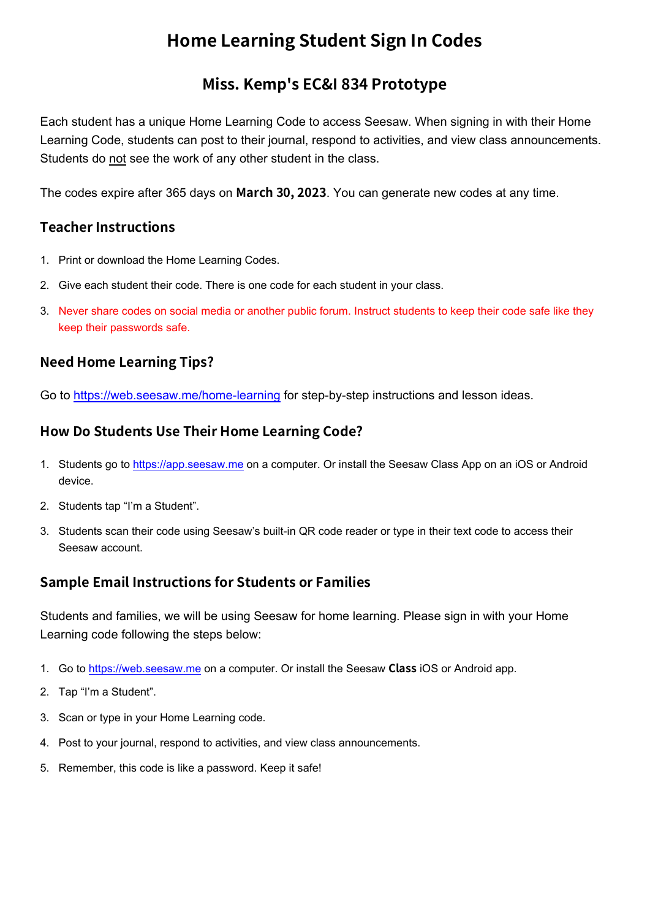# Home Learning Student Sign In Codes

## Miss. Kemp's EC&I 834 Prototype

Each student has a unique Home Learning Code to access Seesaw. When signing in with their Home Learning Code, students can post to their journal, respond to activities, and view class announcements. Students do not see the work of any other student in the class.

The codes expire after 365 days on **March 30, 2023**. You can generate new codes at any time.

### Teacher Instructions

1. Print or download the Home Learning Codes.
2. Give each student their code. There is one code for each student in your class.
3. Never share codes on social media or another public forum. Instruct students to keep their code safe like they keep their passwords safe.

### Need Home Learning Tips?

Go to https://web.seesaw.me/home-learning for step-by-step instructions and lesson ideas.

### How Do Students Use Their Home Learning Code?

1. Students go to https://app.seesaw.me on a computer. Or install the Seesaw Class App on an iOS or Android device.
2. Students tap “I’m a Student”.
3. Students scan their code using Seesaw’s built-in QR code reader or type in their text code to access their Seesaw account.

### Sample Email Instructions for Students or Families

Students and families, we will be using Seesaw for home learning. Please sign in with your Home Learning code following the steps below:

1. Go to https://web.seesaw.me on a computer. Or install the Seesaw **Class** iOS or Android app.
2. Tap “I’m a Student”.
3. Scan or type in your Home Learning code.
4. Post to your journal, respond to activities, and view class announcements.
5. Remember, this code is like a password. Keep it safe!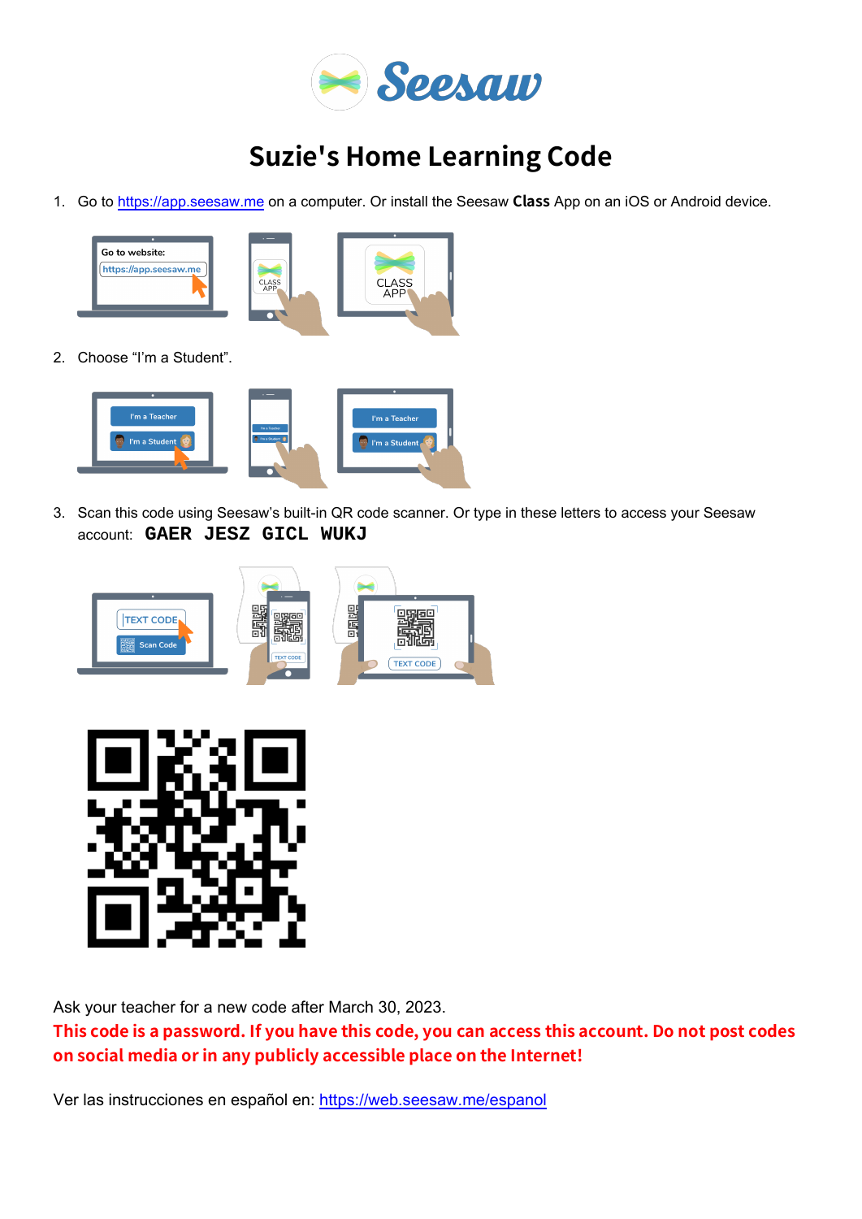# Seesaw

## Suzie's Home Learning Code

1. Go to https://app.seesaw.me on a computer. Or install the Seesaw **Class** App on an iOS or Android device.

2. Choose "I'm a Student".

3. Scan this code using Seesaw's built-in QR code scanner. Or type in these letters to access your Seesaw account: **GAER JESZ GICL WUKJ**

Ask your teacher for a new code after March 30, 2023.

**This code is a password. If you have this code, you can access this account. Do not post codes on social media or in any publicly accessible place on the Internet!**

Ver las instrucciones en español en: https://web.seesaw.me/espanol